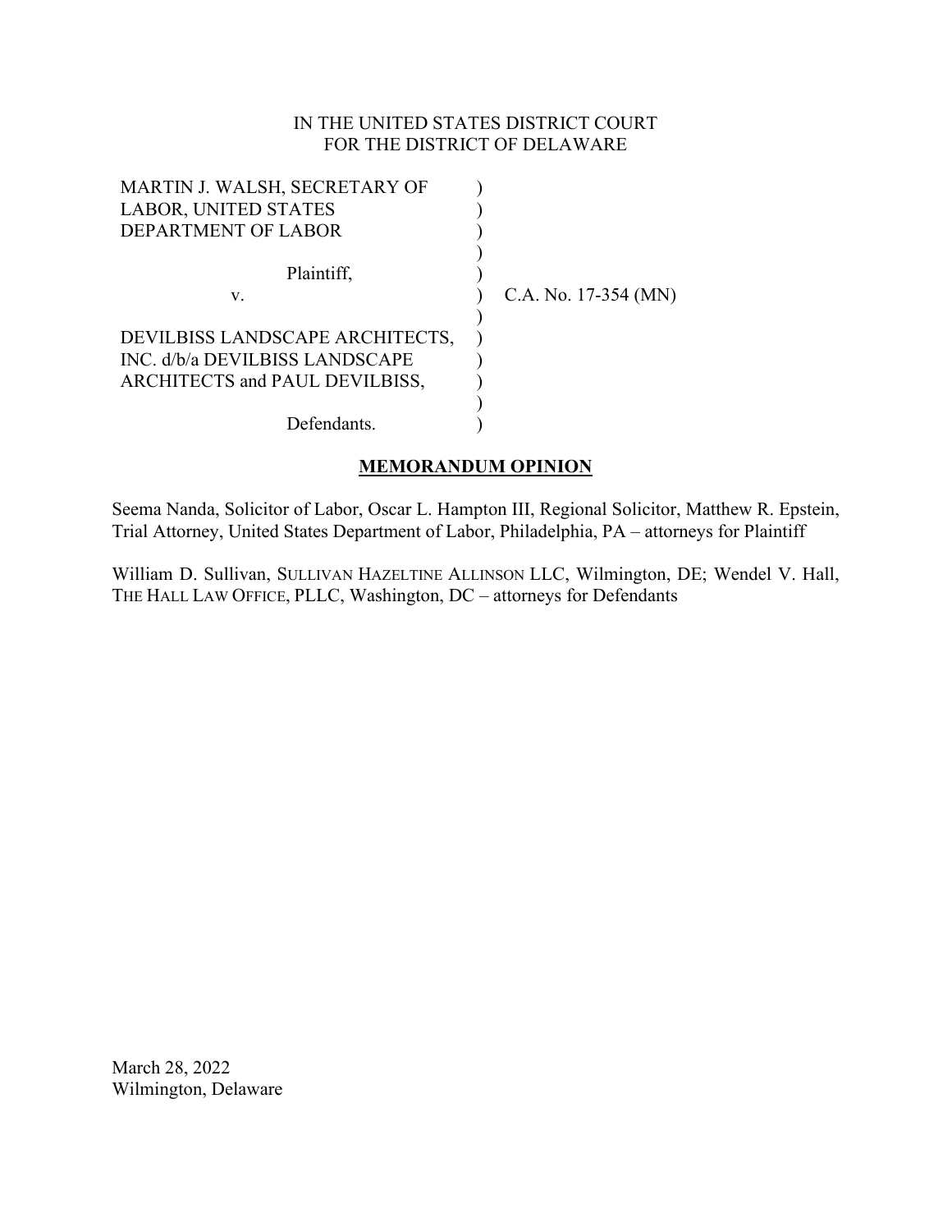IN THE UNITED STATES DISTRICT COURT
FOR THE DISTRICT OF DELAWARE

MARTIN J. WALSH, SECRETARY OF LABOR, UNITED STATES DEPARTMENT OF LABOR

Plaintiff,

v.

DEVILBISS LANDSCAPE ARCHITECTS, INC. d/b/a DEVILBISS LANDSCAPE ARCHITECTS and PAUL DEVILBISS,

Defendants.

C.A. No. 17-354 (MN)

## MEMORANDUM OPINION

Seema Nanda, Solicitor of Labor, Oscar L. Hampton III, Regional Solicitor, Matthew R. Epstein, Trial Attorney, United States Department of Labor, Philadelphia, PA – attorneys for Plaintiff

William D. Sullivan, SULLIVAN HAZELTINE ALLINSON LLC, Wilmington, DE; Wendel V. Hall, THE HALL LAW OFFICE, PLLC, Washington, DC – attorneys for Defendants

March 28, 2022
Wilmington, Delaware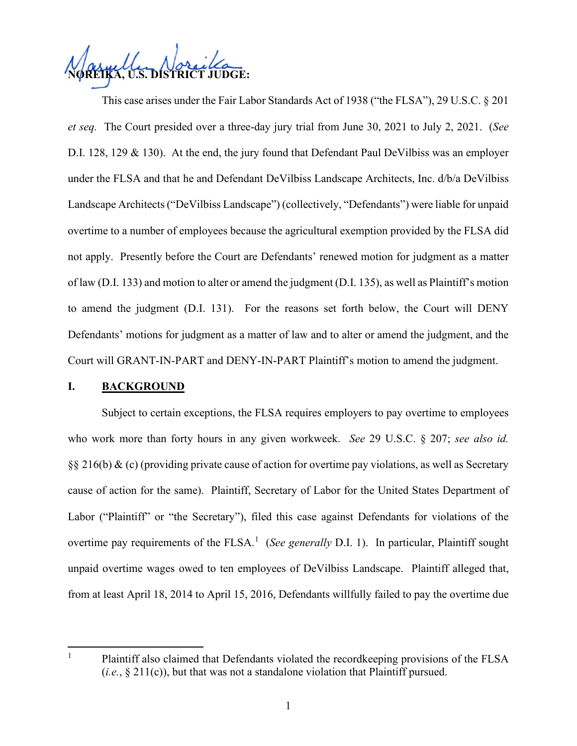**NOREIKA, U.S. DISTRICT JUDGE:**

This case arises under the Fair Labor Standards Act of 1938 ("the FLSA"), 29 U.S.C. § 201 *et seq.* The Court presided over a three-day jury trial from June 30, 2021 to July 2, 2021. (*See* D.I. 128, 129 & 130). At the end, the jury found that Defendant Paul DeVilbiss was an employer under the FLSA and that he and Defendant DeVilbiss Landscape Architects, Inc. d/b/a DeVilbiss Landscape Architects ("DeVilbiss Landscape") (collectively, "Defendants") were liable for unpaid overtime to a number of employees because the agricultural exemption provided by the FLSA did not apply. Presently before the Court are Defendants' renewed motion for judgment as a matter of law (D.I. 133) and motion to alter or amend the judgment (D.I. 135), as well as Plaintiff's motion to amend the judgment (D.I. 131). For the reasons set forth below, the Court will DENY Defendants' motions for judgment as a matter of law and to alter or amend the judgment, and the Court will GRANT-IN-PART and DENY-IN-PART Plaintiff's motion to amend the judgment.

## I. BACKGROUND

Subject to certain exceptions, the FLSA requires employers to pay overtime to employees who work more than forty hours in any given workweek. *See* 29 U.S.C. § 207; *see also id.* §§ 216(b) & (c) (providing private cause of action for overtime pay violations, as well as Secretary cause of action for the same). Plaintiff, Secretary of Labor for the United States Department of Labor ("Plaintiff" or "the Secretary"), filed this case against Defendants for violations of the overtime pay requirements of the FLSA.[1] (*See generally* D.I. 1). In particular, Plaintiff sought unpaid overtime wages owed to ten employees of DeVilbiss Landscape. Plaintiff alleged that, from at least April 18, 2014 to April 15, 2016, Defendants willfully failed to pay the overtime due

[1] Plaintiff also claimed that Defendants violated the recordkeeping provisions of the FLSA (*i.e.*, § 211(c)), but that was not a standalone violation that Plaintiff pursued.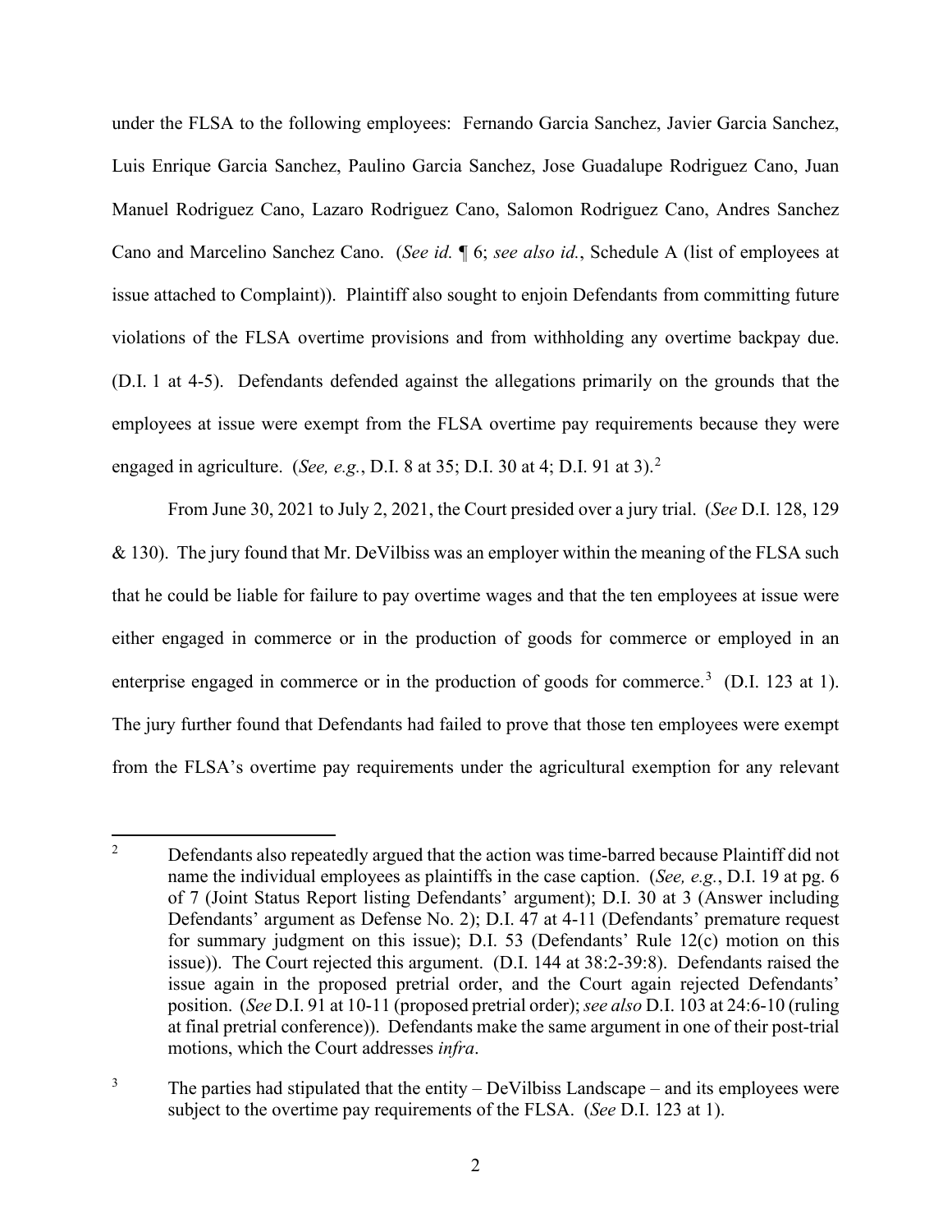under the FLSA to the following employees: Fernando Garcia Sanchez, Javier Garcia Sanchez, Luis Enrique Garcia Sanchez, Paulino Garcia Sanchez, Jose Guadalupe Rodriguez Cano, Juan Manuel Rodriguez Cano, Lazaro Rodriguez Cano, Salomon Rodriguez Cano, Andres Sanchez Cano and Marcelino Sanchez Cano. (*See id.* ¶ 6; *see also id.*, Schedule A (list of employees at issue attached to Complaint)). Plaintiff also sought to enjoin Defendants from committing future violations of the FLSA overtime provisions and from withholding any overtime backpay due. (D.I. 1 at 4-5). Defendants defended against the allegations primarily on the grounds that the employees at issue were exempt from the FLSA overtime pay requirements because they were engaged in agriculture. (*See, e.g.*, D.I. 8 at 35; D.I. 30 at 4; D.I. 91 at 3).[2]

From June 30, 2021 to July 2, 2021, the Court presided over a jury trial. (*See* D.I. 128, 129 & 130). The jury found that Mr. DeVilbiss was an employer within the meaning of the FLSA such that he could be liable for failure to pay overtime wages and that the ten employees at issue were either engaged in commerce or in the production of goods for commerce or employed in an enterprise engaged in commerce or in the production of goods for commerce.[3] (D.I. 123 at 1). The jury further found that Defendants had failed to prove that those ten employees were exempt from the FLSA's overtime pay requirements under the agricultural exemption for any relevant

---

[2] Defendants also repeatedly argued that the action was time-barred because Plaintiff did not name the individual employees as plaintiffs in the case caption. (*See, e.g.*, D.I. 19 at pg. 6 of 7 (Joint Status Report listing Defendants' argument); D.I. 30 at 3 (Answer including Defendants' argument as Defense No. 2); D.I. 47 at 4-11 (Defendants' premature request for summary judgment on this issue); D.I. 53 (Defendants' Rule 12(c) motion on this issue)). The Court rejected this argument. (D.I. 144 at 38:2-39:8). Defendants raised the issue again in the proposed pretrial order, and the Court again rejected Defendants' position. (*See* D.I. 91 at 10-11 (proposed pretrial order); *see also* D.I. 103 at 24:6-10 (ruling at final pretrial conference)). Defendants make the same argument in one of their post-trial motions, which the Court addresses *infra*.

[3] The parties had stipulated that the entity – DeVilbiss Landscape – and its employees were subject to the overtime pay requirements of the FLSA. (*See* D.I. 123 at 1).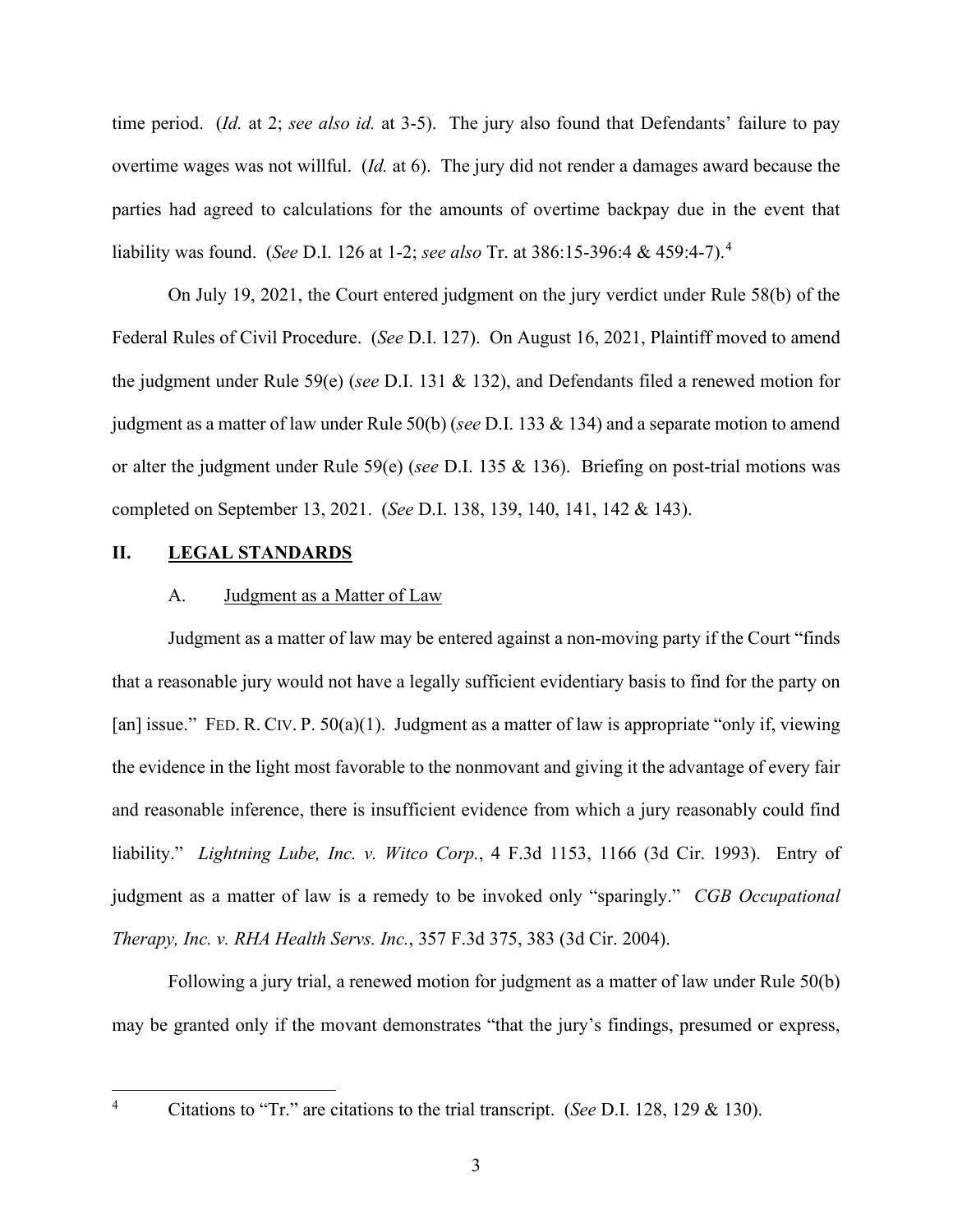time period. (*Id.* at 2; *see also id.* at 3-5). The jury also found that Defendants' failure to pay overtime wages was not willful. (*Id.* at 6). The jury did not render a damages award because the parties had agreed to calculations for the amounts of overtime backpay due in the event that liability was found. (*See* D.I. 126 at 1-2; *see also* Tr. at 386:15-396:4 & 459:4-7).[4]

On July 19, 2021, the Court entered judgment on the jury verdict under Rule 58(b) of the Federal Rules of Civil Procedure. (*See* D.I. 127). On August 16, 2021, Plaintiff moved to amend the judgment under Rule 59(e) (*see* D.I. 131 & 132), and Defendants filed a renewed motion for judgment as a matter of law under Rule 50(b) (*see* D.I. 133 & 134) and a separate motion to amend or alter the judgment under Rule 59(e) (*see* D.I. 135 & 136). Briefing on post-trial motions was completed on September 13, 2021. (*See* D.I. 138, 139, 140, 141, 142 & 143).

## II. <u>LEGAL STANDARDS</u>

### A. <u>Judgment as a Matter of Law</u>

Judgment as a matter of law may be entered against a non-moving party if the Court "finds that a reasonable jury would not have a legally sufficient evidentiary basis to find for the party on [an] issue." FED. R. CIV. P. 50(a)(1). Judgment as a matter of law is appropriate "only if, viewing the evidence in the light most favorable to the nonmovant and giving it the advantage of every fair and reasonable inference, there is insufficient evidence from which a jury reasonably could find liability." *Lightning Lube, Inc. v. Witco Corp.*, 4 F.3d 1153, 1166 (3d Cir. 1993). Entry of judgment as a matter of law is a remedy to be invoked only "sparingly." *CGB Occupational Therapy, Inc. v. RHA Health Servs. Inc.*, 357 F.3d 375, 383 (3d Cir. 2004).

Following a jury trial, a renewed motion for judgment as a matter of law under Rule 50(b) may be granted only if the movant demonstrates "that the jury's findings, presumed or express,

---

[4] Citations to "Tr." are citations to the trial transcript. (*See* D.I. 128, 129 & 130).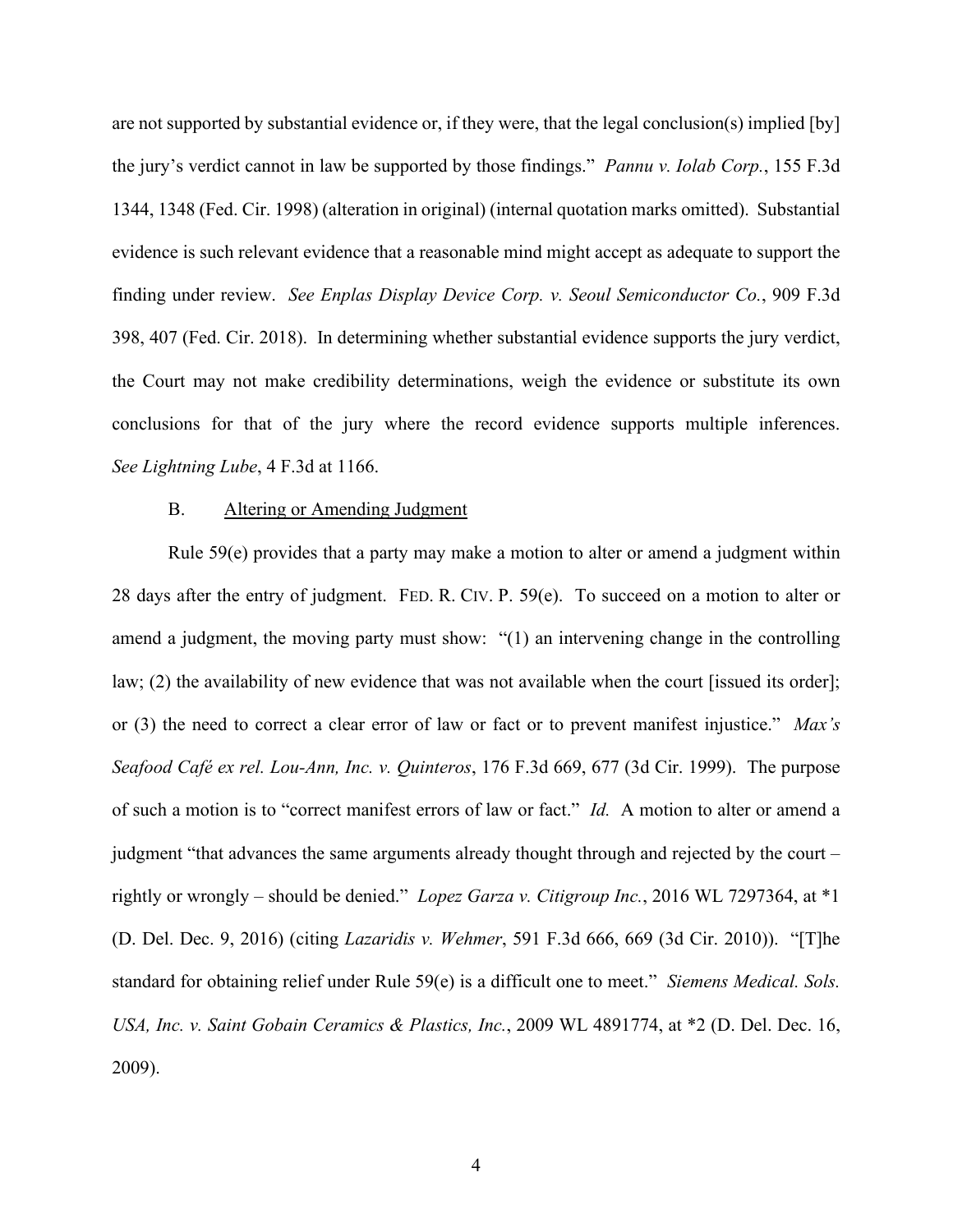are not supported by substantial evidence or, if they were, that the legal conclusion(s) implied [by] the jury's verdict cannot in law be supported by those findings." *Pannu v. Iolab Corp.*, 155 F.3d 1344, 1348 (Fed. Cir. 1998) (alteration in original) (internal quotation marks omitted). Substantial evidence is such relevant evidence that a reasonable mind might accept as adequate to support the finding under review. *See Enplas Display Device Corp. v. Seoul Semiconductor Co.*, 909 F.3d 398, 407 (Fed. Cir. 2018). In determining whether substantial evidence supports the jury verdict, the Court may not make credibility determinations, weigh the evidence or substitute its own conclusions for that of the jury where the record evidence supports multiple inferences. *See Lightning Lube*, 4 F.3d at 1166.

B. Altering or Amending Judgment

Rule 59(e) provides that a party may make a motion to alter or amend a judgment within 28 days after the entry of judgment. FED. R. CIV. P. 59(e). To succeed on a motion to alter or amend a judgment, the moving party must show: "(1) an intervening change in the controlling law; (2) the availability of new evidence that was not available when the court [issued its order]; or (3) the need to correct a clear error of law or fact or to prevent manifest injustice." *Max's Seafood Café ex rel. Lou-Ann, Inc. v. Quinteros*, 176 F.3d 669, 677 (3d Cir. 1999). The purpose of such a motion is to "correct manifest errors of law or fact." *Id.* A motion to alter or amend a judgment "that advances the same arguments already thought through and rejected by the court – rightly or wrongly – should be denied." *Lopez Garza v. Citigroup Inc.*, 2016 WL 7297364, at *1 (D. Del. Dec. 9, 2016) (citing *Lazaridis v. Wehmer*, 591 F.3d 666, 669 (3d Cir. 2010)). "[T]he standard for obtaining relief under Rule 59(e) is a difficult one to meet." *Siemens Medical. Sols. USA, Inc. v. Saint Gobain Ceramics & Plastics, Inc.*, 2009 WL 4891774, at *2 (D. Del. Dec. 16, 2009).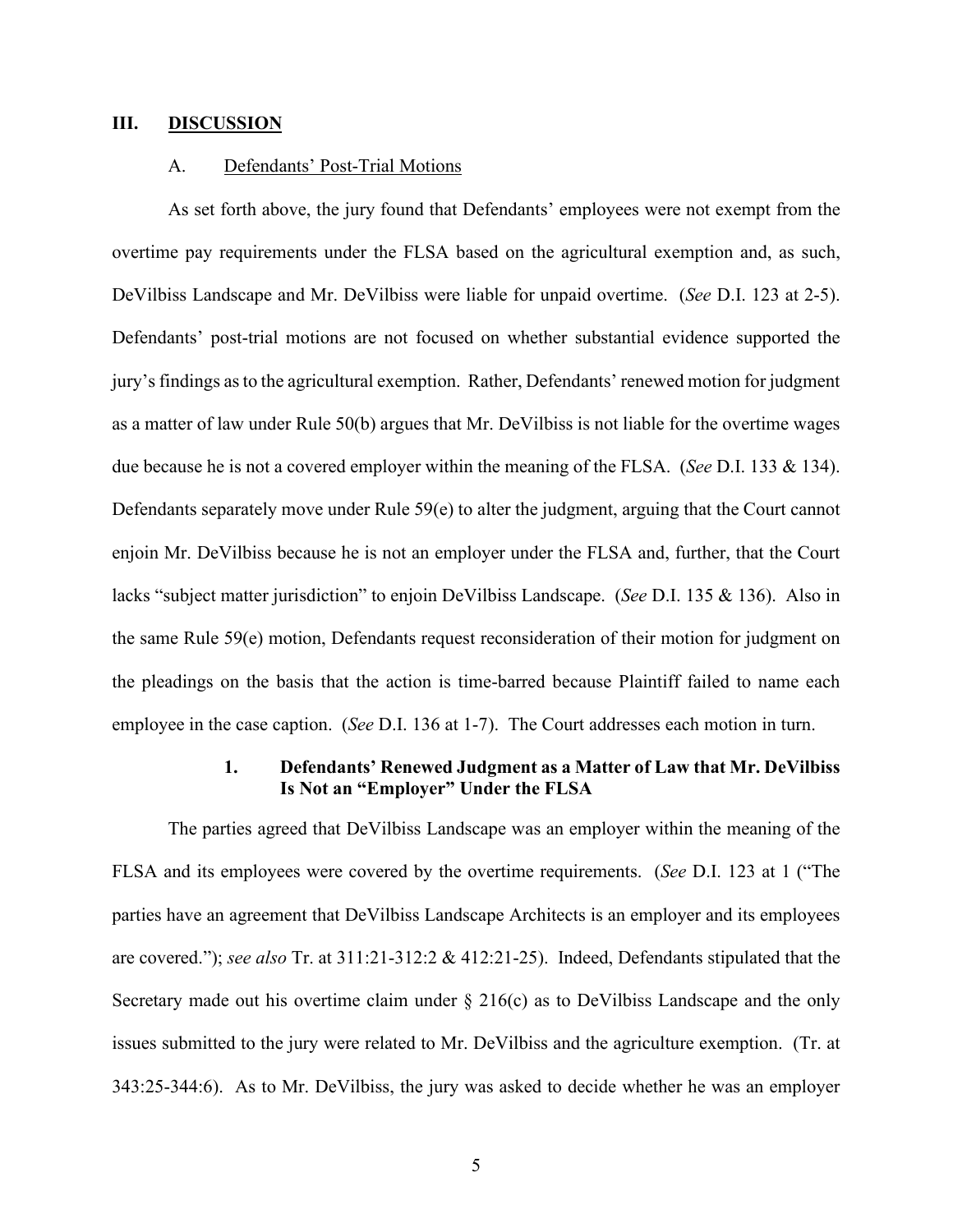## III. DISCUSSION

### A. Defendants' Post-Trial Motions

As set forth above, the jury found that Defendants' employees were not exempt from the overtime pay requirements under the FLSA based on the agricultural exemption and, as such, DeVilbiss Landscape and Mr. DeVilbiss were liable for unpaid overtime. (*See* D.I. 123 at 2-5). Defendants' post-trial motions are not focused on whether substantial evidence supported the jury's findings as to the agricultural exemption. Rather, Defendants' renewed motion for judgment as a matter of law under Rule 50(b) argues that Mr. DeVilbiss is not liable for the overtime wages due because he is not a covered employer within the meaning of the FLSA. (*See* D.I. 133 & 134). Defendants separately move under Rule 59(e) to alter the judgment, arguing that the Court cannot enjoin Mr. DeVilbiss because he is not an employer under the FLSA and, further, that the Court lacks "subject matter jurisdiction" to enjoin DeVilbiss Landscape. (*See* D.I. 135 & 136). Also in the same Rule 59(e) motion, Defendants request reconsideration of their motion for judgment on the pleadings on the basis that the action is time-barred because Plaintiff failed to name each employee in the case caption. (*See* D.I. 136 at 1-7). The Court addresses each motion in turn.

#### 1. Defendants' Renewed Judgment as a Matter of Law that Mr. DeVilbiss Is Not an "Employer" Under the FLSA

The parties agreed that DeVilbiss Landscape was an employer within the meaning of the FLSA and its employees were covered by the overtime requirements. (*See* D.I. 123 at 1 ("The parties have an agreement that DeVilbiss Landscape Architects is an employer and its employees are covered."); *see also* Tr. at 311:21-312:2 & 412:21-25). Indeed, Defendants stipulated that the Secretary made out his overtime claim under § 216(c) as to DeVilbiss Landscape and the only issues submitted to the jury were related to Mr. DeVilbiss and the agriculture exemption. (Tr. at 343:25-344:6). As to Mr. DeVilbiss, the jury was asked to decide whether he was an employer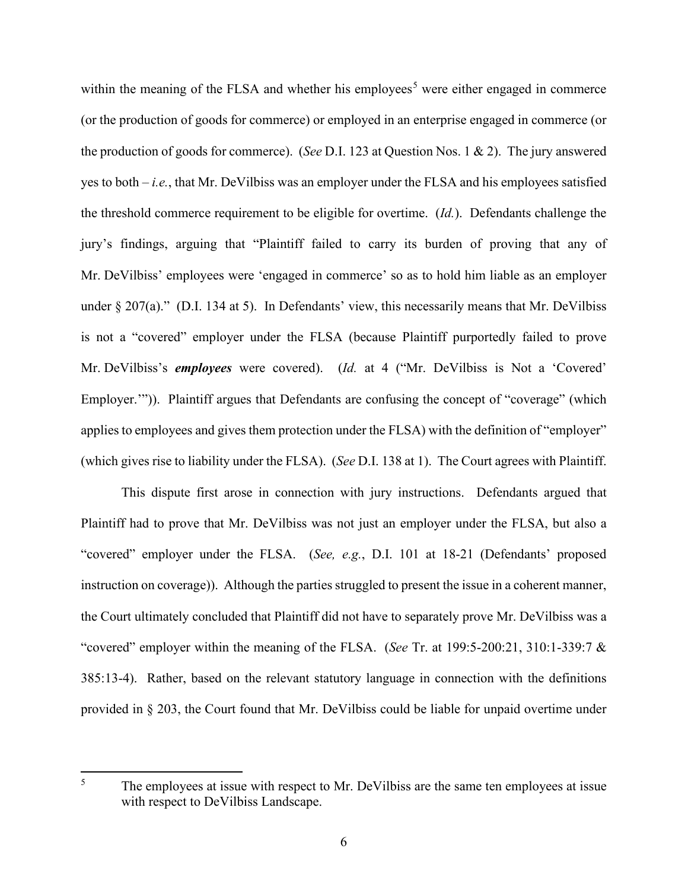within the meaning of the FLSA and whether his employees[5] were either engaged in commerce (or the production of goods for commerce) or employed in an enterprise engaged in commerce (or the production of goods for commerce). (*See* D.I. 123 at Question Nos. 1 & 2). The jury answered yes to both – *i.e.*, that Mr. DeVilbiss was an employer under the FLSA and his employees satisfied the threshold commerce requirement to be eligible for overtime. (*Id.*). Defendants challenge the jury's findings, arguing that "Plaintiff failed to carry its burden of proving that any of Mr. DeVilbiss' employees were 'engaged in commerce' so as to hold him liable as an employer under § 207(a)." (D.I. 134 at 5). In Defendants' view, this necessarily means that Mr. DeVilbiss is not a "covered" employer under the FLSA (because Plaintiff purportedly failed to prove Mr. DeVilbiss's ***employees*** were covered). (*Id.* at 4 ("Mr. DeVilbiss is Not a 'Covered' Employer.'")). Plaintiff argues that Defendants are confusing the concept of "coverage" (which applies to employees and gives them protection under the FLSA) with the definition of "employer" (which gives rise to liability under the FLSA). (*See* D.I. 138 at 1). The Court agrees with Plaintiff.

This dispute first arose in connection with jury instructions. Defendants argued that Plaintiff had to prove that Mr. DeVilbiss was not just an employer under the FLSA, but also a "covered" employer under the FLSA. (*See, e.g.*, D.I. 101 at 18-21 (Defendants' proposed instruction on coverage)). Although the parties struggled to present the issue in a coherent manner, the Court ultimately concluded that Plaintiff did not have to separately prove Mr. DeVilbiss was a "covered" employer within the meaning of the FLSA. (*See* Tr. at 199:5-200:21, 310:1-339:7 & 385:13-4). Rather, based on the relevant statutory language in connection with the definitions provided in § 203, the Court found that Mr. DeVilbiss could be liable for unpaid overtime under

[5] The employees at issue with respect to Mr. DeVilbiss are the same ten employees at issue with respect to DeVilbiss Landscape.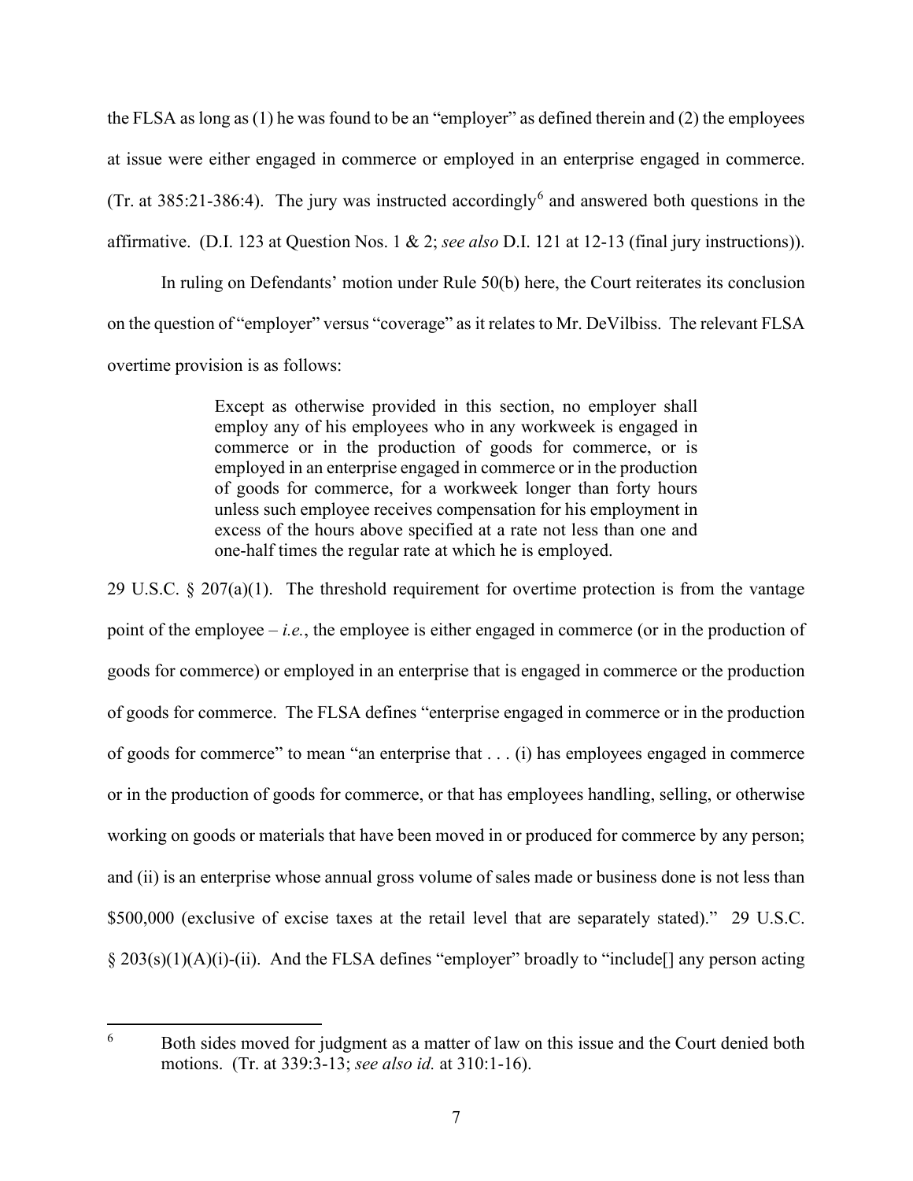the FLSA as long as (1) he was found to be an "employer" as defined therein and (2) the employees at issue were either engaged in commerce or employed in an enterprise engaged in commerce. (Tr. at 385:21-386:4). The jury was instructed accordingly[6] and answered both questions in the affirmative. (D.I. 123 at Question Nos. 1 & 2; *see also* D.I. 121 at 12-13 (final jury instructions)).

In ruling on Defendants' motion under Rule 50(b) here, the Court reiterates its conclusion on the question of "employer" versus "coverage" as it relates to Mr. DeVilbiss. The relevant FLSA overtime provision is as follows:

> Except as otherwise provided in this section, no employer shall employ any of his employees who in any workweek is engaged in commerce or in the production of goods for commerce, or is employed in an enterprise engaged in commerce or in the production of goods for commerce, for a workweek longer than forty hours unless such employee receives compensation for his employment in excess of the hours above specified at a rate not less than one and one-half times the regular rate at which he is employed.

29 U.S.C. § 207(a)(1). The threshold requirement for overtime protection is from the vantage point of the employee – *i.e.*, the employee is either engaged in commerce (or in the production of goods for commerce) or employed in an enterprise that is engaged in commerce or the production of goods for commerce. The FLSA defines "enterprise engaged in commerce or in the production of goods for commerce" to mean "an enterprise that . . . (i) has employees engaged in commerce or in the production of goods for commerce, or that has employees handling, selling, or otherwise working on goods or materials that have been moved in or produced for commerce by any person; and (ii) is an enterprise whose annual gross volume of sales made or business done is not less than $500,000 (exclusive of excise taxes at the retail level that are separately stated)." 29 U.S.C. § 203(s)(1)(A)(i)-(ii). And the FLSA defines "employer" broadly to "include[] any person acting

---

[6] Both sides moved for judgment as a matter of law on this issue and the Court denied both motions. (Tr. at 339:3-13; *see also id.* at 310:1-16).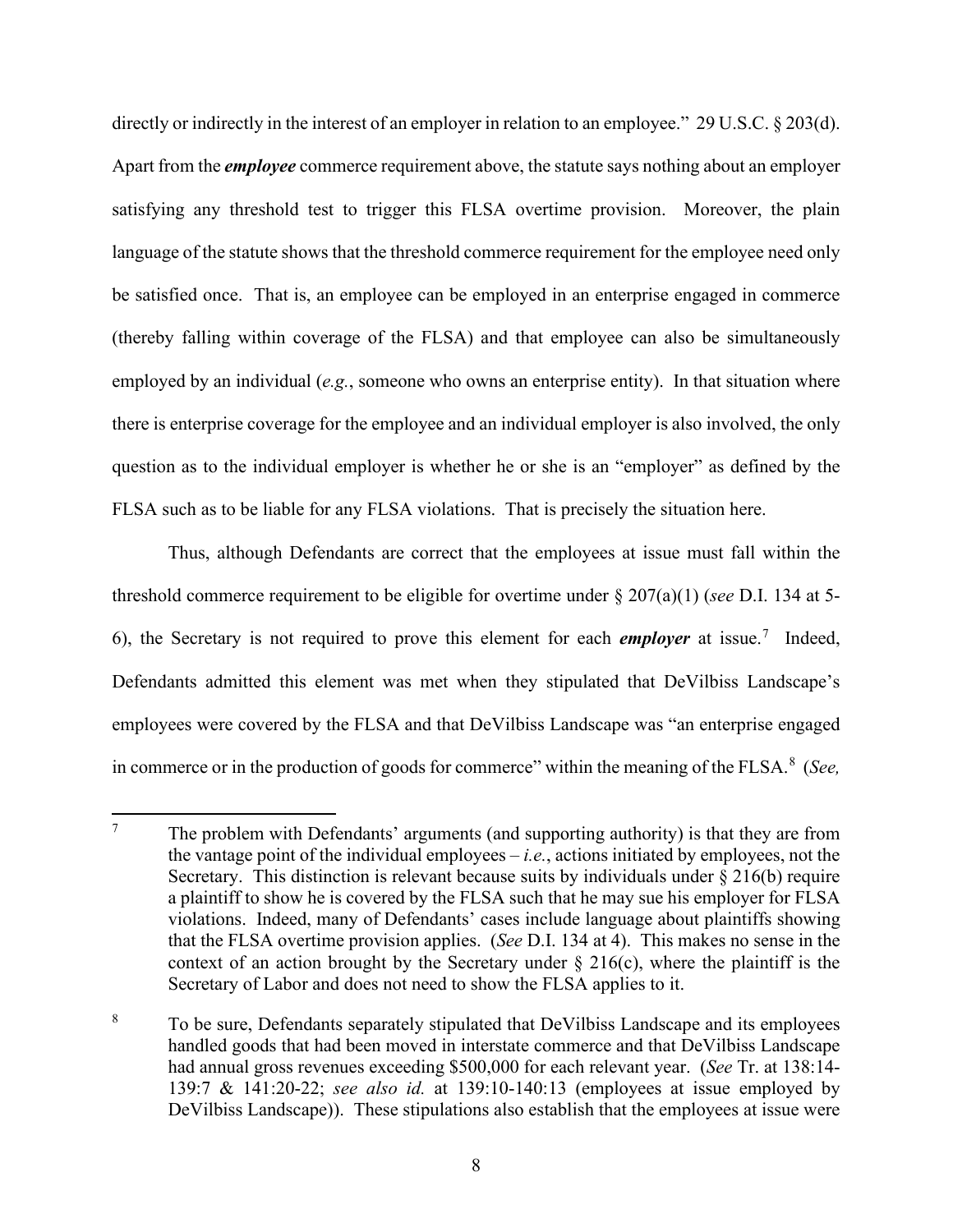directly or indirectly in the interest of an employer in relation to an employee." 29 U.S.C. § 203(d). Apart from the ***employee*** commerce requirement above, the statute says nothing about an employer satisfying any threshold test to trigger this FLSA overtime provision. Moreover, the plain language of the statute shows that the threshold commerce requirement for the employee need only be satisfied once. That is, an employee can be employed in an enterprise engaged in commerce (thereby falling within coverage of the FLSA) and that employee can also be simultaneously employed by an individual (*e.g.*, someone who owns an enterprise entity). In that situation where there is enterprise coverage for the employee and an individual employer is also involved, the only question as to the individual employer is whether he or she is an "employer" as defined by the FLSA such as to be liable for any FLSA violations. That is precisely the situation here.

Thus, although Defendants are correct that the employees at issue must fall within the threshold commerce requirement to be eligible for overtime under § 207(a)(1) (*see* D.I. 134 at 5-6), the Secretary is not required to prove this element for each ***employer*** at issue.[7] Indeed, Defendants admitted this element was met when they stipulated that DeVilbiss Landscape's employees were covered by the FLSA and that DeVilbiss Landscape was "an enterprise engaged in commerce or in the production of goods for commerce" within the meaning of the FLSA.[8] (*See,*

---

[7] The problem with Defendants' arguments (and supporting authority) is that they are from the vantage point of the individual employees – *i.e.*, actions initiated by employees, not the Secretary. This distinction is relevant because suits by individuals under § 216(b) require a plaintiff to show he is covered by the FLSA such that he may sue his employer for FLSA violations. Indeed, many of Defendants' cases include language about plaintiffs showing that the FLSA overtime provision applies. (*See* D.I. 134 at 4). This makes no sense in the context of an action brought by the Secretary under § 216(c), where the plaintiff is the Secretary of Labor and does not need to show the FLSA applies to it.

[8] To be sure, Defendants separately stipulated that DeVilbiss Landscape and its employees handled goods that had been moved in interstate commerce and that DeVilbiss Landscape had annual gross revenues exceeding $500,000 for each relevant year. (*See* Tr. at 138:14-139:7 & 141:20-22; *see also id.* at 139:10-140:13 (employees at issue employed by DeVilbiss Landscape)). These stipulations also establish that the employees at issue were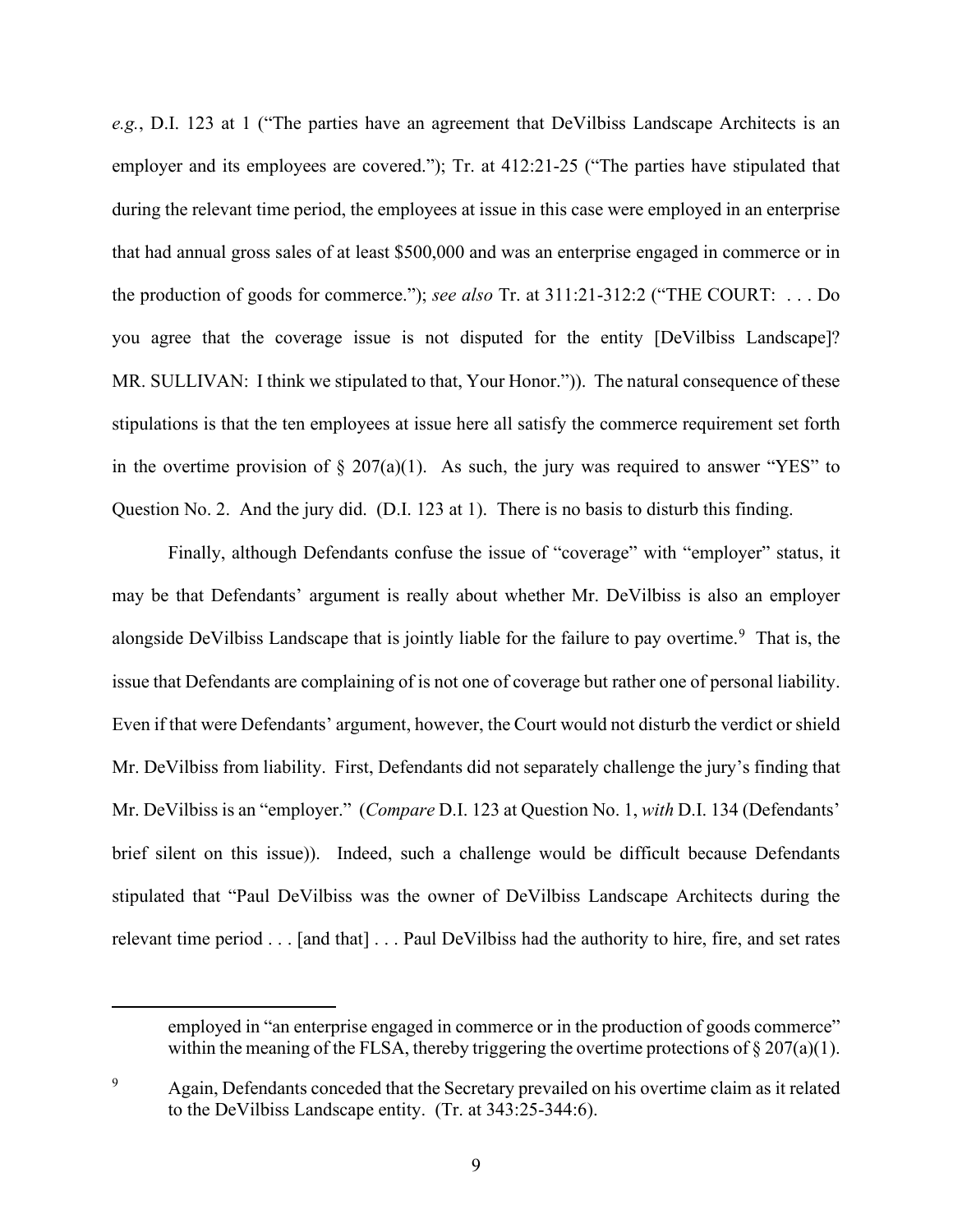*e.g.*, D.I. 123 at 1 ("The parties have an agreement that DeVilbiss Landscape Architects is an employer and its employees are covered."); Tr. at 412:21-25 ("The parties have stipulated that during the relevant time period, the employees at issue in this case were employed in an enterprise that had annual gross sales of at least $500,000 and was an enterprise engaged in commerce or in the production of goods for commerce."); *see also* Tr. at 311:21-312:2 ("THE COURT: . . . Do you agree that the coverage issue is not disputed for the entity [DeVilbiss Landscape]? MR. SULLIVAN: I think we stipulated to that, Your Honor.")). The natural consequence of these stipulations is that the ten employees at issue here all satisfy the commerce requirement set forth in the overtime provision of § 207(a)(1). As such, the jury was required to answer "YES" to Question No. 2. And the jury did. (D.I. 123 at 1). There is no basis to disturb this finding.

Finally, although Defendants confuse the issue of "coverage" with "employer" status, it may be that Defendants' argument is really about whether Mr. DeVilbiss is also an employer alongside DeVilbiss Landscape that is jointly liable for the failure to pay overtime.[9] That is, the issue that Defendants are complaining of is not one of coverage but rather one of personal liability. Even if that were Defendants' argument, however, the Court would not disturb the verdict or shield Mr. DeVilbiss from liability. First, Defendants did not separately challenge the jury's finding that Mr. DeVilbiss is an "employer." (*Compare* D.I. 123 at Question No. 1, *with* D.I. 134 (Defendants' brief silent on this issue)). Indeed, such a challenge would be difficult because Defendants stipulated that "Paul DeVilbiss was the owner of DeVilbiss Landscape Architects during the relevant time period . . . [and that] . . . Paul DeVilbiss had the authority to hire, fire, and set rates

---

employed in "an enterprise engaged in commerce or in the production of goods commerce" within the meaning of the FLSA, thereby triggering the overtime protections of § 207(a)(1).

[9] Again, Defendants conceded that the Secretary prevailed on his overtime claim as it related to the DeVilbiss Landscape entity. (Tr. at 343:25-344:6).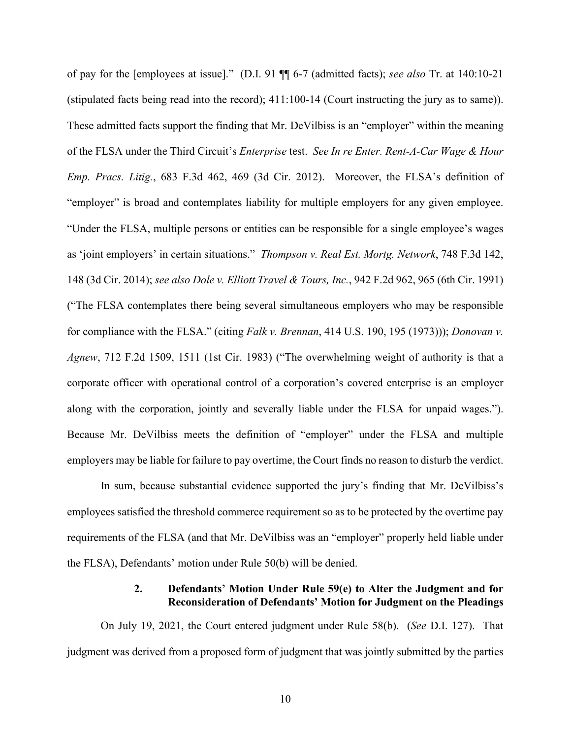of pay for the [employees at issue]." (D.I. 91 ¶¶ 6-7 (admitted facts); *see also* Tr. at 140:10-21 (stipulated facts being read into the record); 411:100-14 (Court instructing the jury as to same)). These admitted facts support the finding that Mr. DeVilbiss is an "employer" within the meaning of the FLSA under the Third Circuit's *Enterprise* test. *See In re Enter. Rent-A-Car Wage & Hour Emp. Pracs. Litig.*, 683 F.3d 462, 469 (3d Cir. 2012). Moreover, the FLSA's definition of "employer" is broad and contemplates liability for multiple employers for any given employee. "Under the FLSA, multiple persons or entities can be responsible for a single employee's wages as 'joint employers' in certain situations." *Thompson v. Real Est. Mortg. Network*, 748 F.3d 142, 148 (3d Cir. 2014); *see also Dole v. Elliott Travel & Tours, Inc.*, 942 F.2d 962, 965 (6th Cir. 1991) ("The FLSA contemplates there being several simultaneous employers who may be responsible for compliance with the FLSA." (citing *Falk v. Brennan*, 414 U.S. 190, 195 (1973))); *Donovan v. Agnew*, 712 F.2d 1509, 1511 (1st Cir. 1983) ("The overwhelming weight of authority is that a corporate officer with operational control of a corporation's covered enterprise is an employer along with the corporation, jointly and severally liable under the FLSA for unpaid wages."). Because Mr. DeVilbiss meets the definition of "employer" under the FLSA and multiple employers may be liable for failure to pay overtime, the Court finds no reason to disturb the verdict.

In sum, because substantial evidence supported the jury's finding that Mr. DeVilbiss's employees satisfied the threshold commerce requirement so as to be protected by the overtime pay requirements of the FLSA (and that Mr. DeVilbiss was an "employer" properly held liable under the FLSA), Defendants' motion under Rule 50(b) will be denied.

#### 2. Defendants' Motion Under Rule 59(e) to Alter the Judgment and for Reconsideration of Defendants' Motion for Judgment on the Pleadings

On July 19, 2021, the Court entered judgment under Rule 58(b). (*See* D.I. 127). That judgment was derived from a proposed form of judgment that was jointly submitted by the parties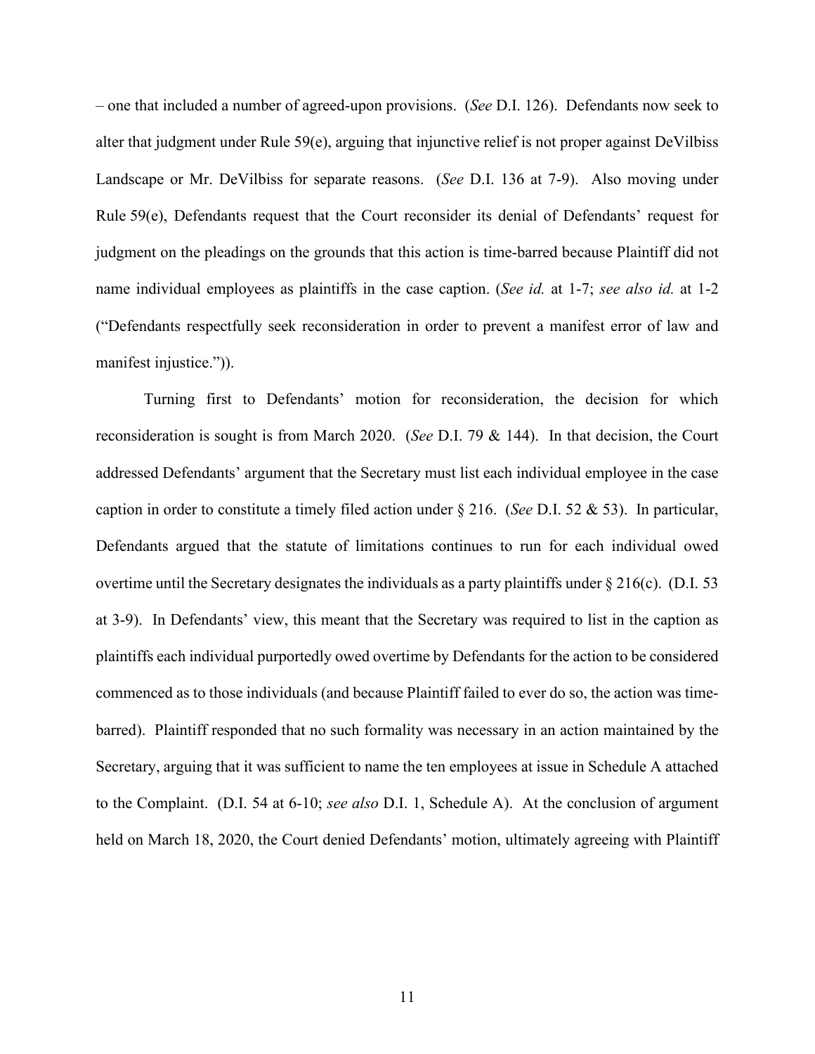– one that included a number of agreed-upon provisions. (*See* D.I. 126). Defendants now seek to alter that judgment under Rule 59(e), arguing that injunctive relief is not proper against DeVilbiss Landscape or Mr. DeVilbiss for separate reasons. (*See* D.I. 136 at 7-9). Also moving under Rule 59(e), Defendants request that the Court reconsider its denial of Defendants' request for judgment on the pleadings on the grounds that this action is time-barred because Plaintiff did not name individual employees as plaintiffs in the case caption. (*See id.* at 1-7; *see also id.* at 1-2 ("Defendants respectfully seek reconsideration in order to prevent a manifest error of law and manifest injustice.")).

Turning first to Defendants' motion for reconsideration, the decision for which reconsideration is sought is from March 2020. (*See* D.I. 79 & 144). In that decision, the Court addressed Defendants' argument that the Secretary must list each individual employee in the case caption in order to constitute a timely filed action under § 216. (*See* D.I. 52 & 53). In particular, Defendants argued that the statute of limitations continues to run for each individual owed overtime until the Secretary designates the individuals as a party plaintiffs under § 216(c). (D.I. 53 at 3-9). In Defendants' view, this meant that the Secretary was required to list in the caption as plaintiffs each individual purportedly owed overtime by Defendants for the action to be considered commenced as to those individuals (and because Plaintiff failed to ever do so, the action was time-barred). Plaintiff responded that no such formality was necessary in an action maintained by the Secretary, arguing that it was sufficient to name the ten employees at issue in Schedule A attached to the Complaint. (D.I. 54 at 6-10; *see also* D.I. 1, Schedule A). At the conclusion of argument held on March 18, 2020, the Court denied Defendants' motion, ultimately agreeing with Plaintiff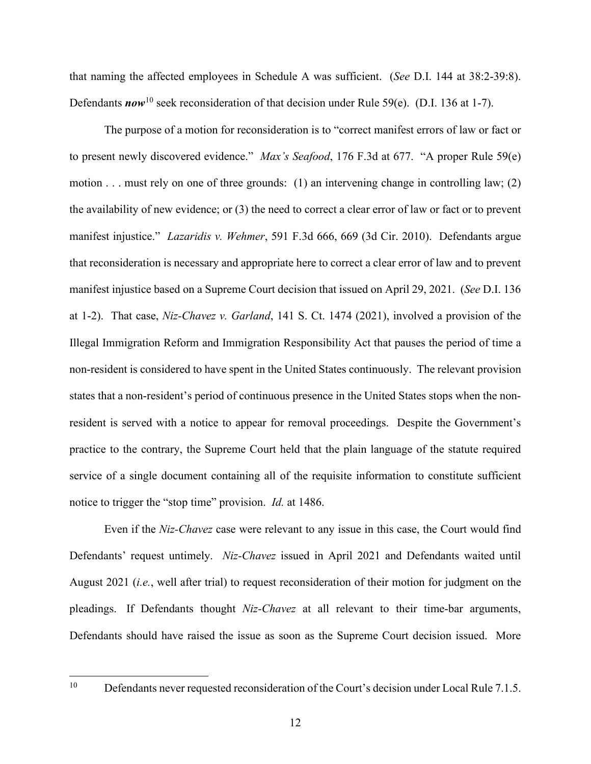that naming the affected employees in Schedule A was sufficient. (*See* D.I. 144 at 38:2-39:8). Defendants ***now***[10] seek reconsideration of that decision under Rule 59(e). (D.I. 136 at 1-7).

The purpose of a motion for reconsideration is to "correct manifest errors of law or fact or to present newly discovered evidence." *Max's Seafood*, 176 F.3d at 677. "A proper Rule 59(e) motion . . . must rely on one of three grounds: (1) an intervening change in controlling law; (2) the availability of new evidence; or (3) the need to correct a clear error of law or fact or to prevent manifest injustice." *Lazaridis v. Wehmer*, 591 F.3d 666, 669 (3d Cir. 2010). Defendants argue that reconsideration is necessary and appropriate here to correct a clear error of law and to prevent manifest injustice based on a Supreme Court decision that issued on April 29, 2021. (*See* D.I. 136 at 1-2). That case, *Niz-Chavez v. Garland*, 141 S. Ct. 1474 (2021), involved a provision of the Illegal Immigration Reform and Immigration Responsibility Act that pauses the period of time a non-resident is considered to have spent in the United States continuously. The relevant provision states that a non-resident's period of continuous presence in the United States stops when the non-resident is served with a notice to appear for removal proceedings. Despite the Government's practice to the contrary, the Supreme Court held that the plain language of the statute required service of a single document containing all of the requisite information to constitute sufficient notice to trigger the "stop time" provision. *Id.* at 1486.

Even if the *Niz-Chavez* case were relevant to any issue in this case, the Court would find Defendants' request untimely. *Niz-Chavez* issued in April 2021 and Defendants waited until August 2021 (*i.e.*, well after trial) to request reconsideration of their motion for judgment on the pleadings. If Defendants thought *Niz-Chavez* at all relevant to their time-bar arguments, Defendants should have raised the issue as soon as the Supreme Court decision issued. More

[10] Defendants never requested reconsideration of the Court's decision under Local Rule 7.1.5.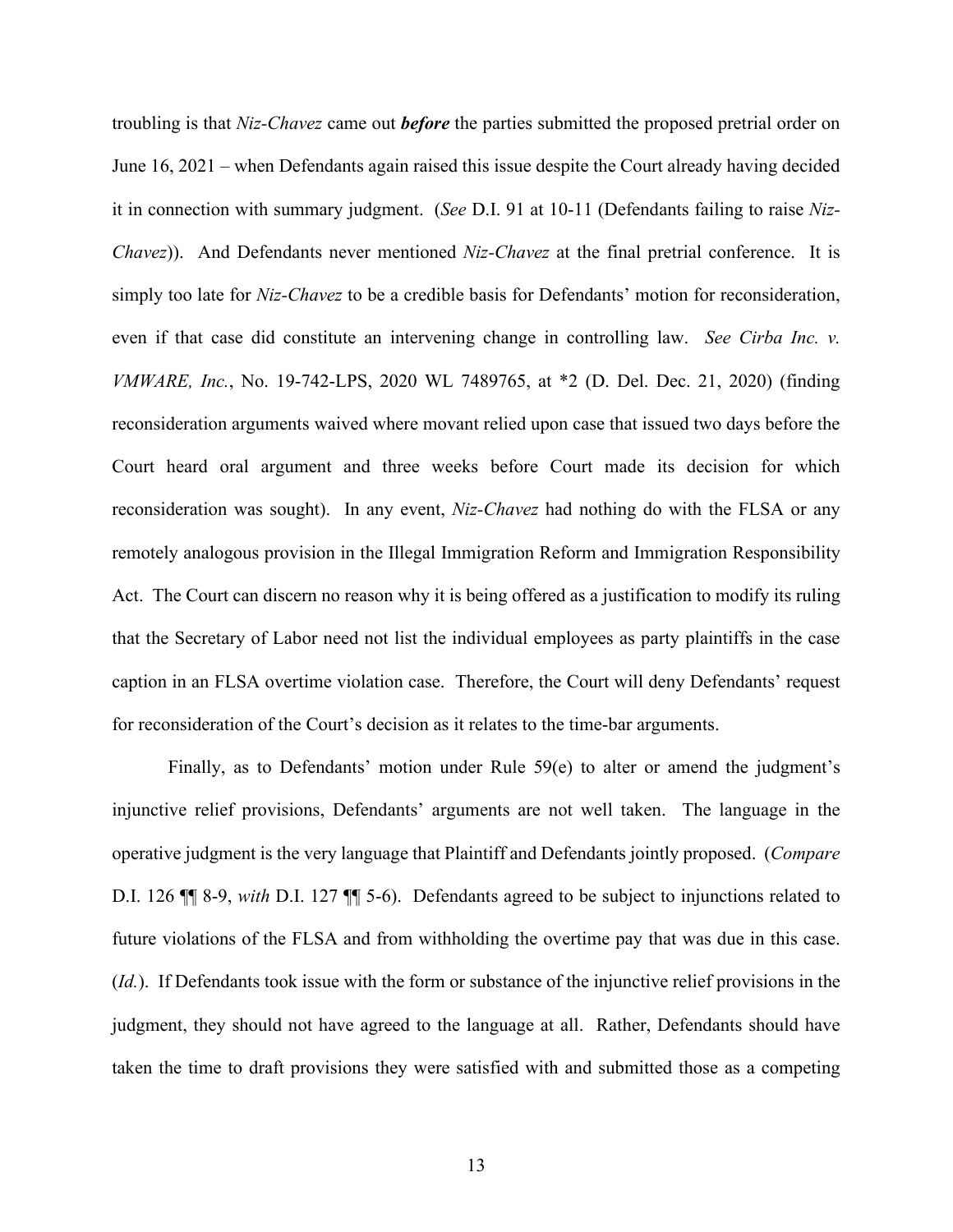troubling is that *Niz-Chavez* came out ***before*** the parties submitted the proposed pretrial order on June 16, 2021 – when Defendants again raised this issue despite the Court already having decided it in connection with summary judgment. (*See* D.I. 91 at 10-11 (Defendants failing to raise *Niz-Chavez*)). And Defendants never mentioned *Niz-Chavez* at the final pretrial conference. It is simply too late for *Niz-Chavez* to be a credible basis for Defendants' motion for reconsideration, even if that case did constitute an intervening change in controlling law. *See Cirba Inc. v. VMWARE, Inc.*, No. 19-742-LPS, 2020 WL 7489765, at *2 (D. Del. Dec. 21, 2020) (finding reconsideration arguments waived where movant relied upon case that issued two days before the Court heard oral argument and three weeks before Court made its decision for which reconsideration was sought). In any event, *Niz-Chavez* had nothing do with the FLSA or any remotely analogous provision in the Illegal Immigration Reform and Immigration Responsibility Act. The Court can discern no reason why it is being offered as a justification to modify its ruling that the Secretary of Labor need not list the individual employees as party plaintiffs in the case caption in an FLSA overtime violation case. Therefore, the Court will deny Defendants' request for reconsideration of the Court's decision as it relates to the time-bar arguments.

Finally, as to Defendants' motion under Rule 59(e) to alter or amend the judgment's injunctive relief provisions, Defendants' arguments are not well taken. The language in the operative judgment is the very language that Plaintiff and Defendants jointly proposed. (*Compare* D.I. 126 ¶¶ 8-9, *with* D.I. 127 ¶¶ 5-6). Defendants agreed to be subject to injunctions related to future violations of the FLSA and from withholding the overtime pay that was due in this case. (*Id.*). If Defendants took issue with the form or substance of the injunctive relief provisions in the judgment, they should not have agreed to the language at all. Rather, Defendants should have taken the time to draft provisions they were satisfied with and submitted those as a competing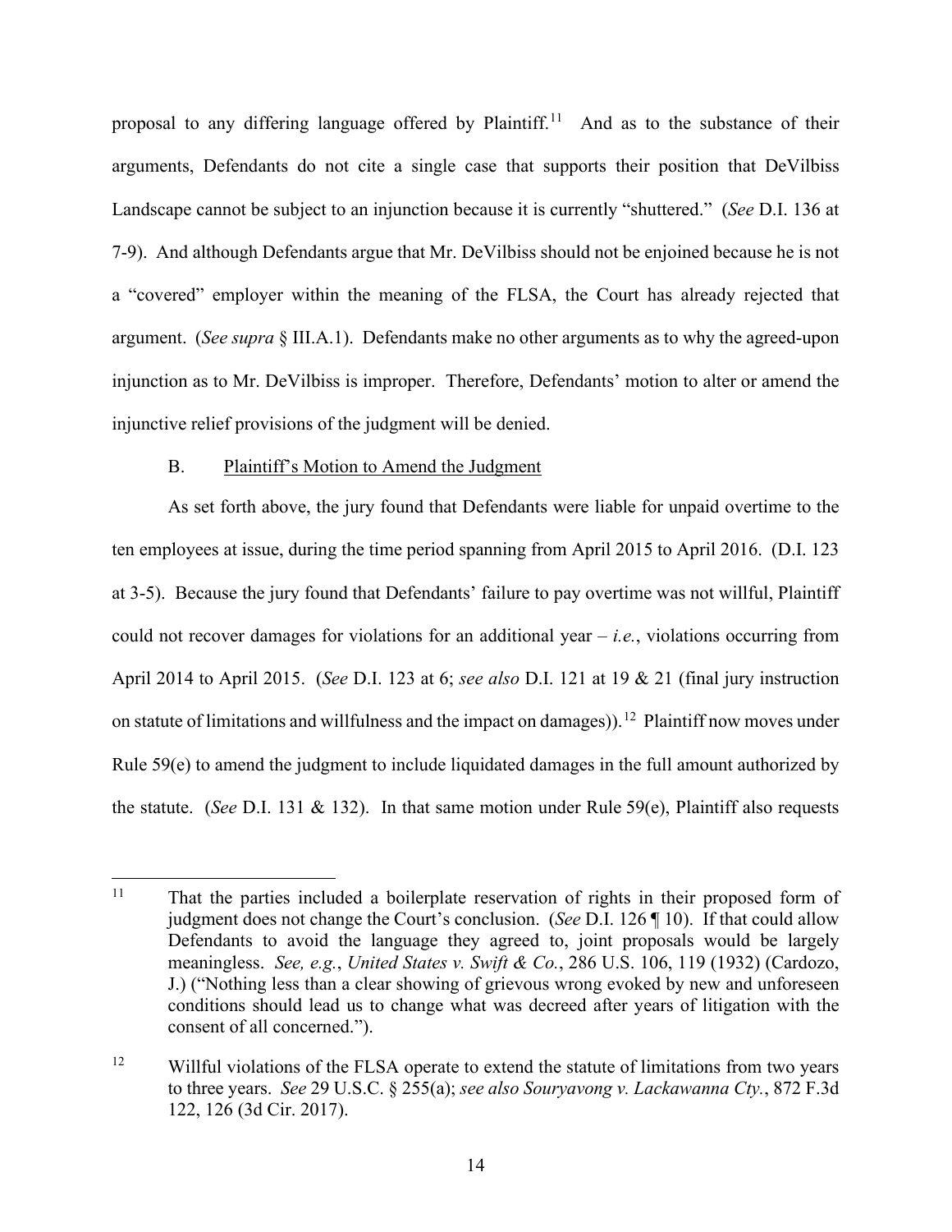proposal to any differing language offered by Plaintiff.[11] And as to the substance of their arguments, Defendants do not cite a single case that supports their position that DeVilbiss Landscape cannot be subject to an injunction because it is currently "shuttered." (*See* D.I. 136 at 7-9). And although Defendants argue that Mr. DeVilbiss should not be enjoined because he is not a "covered" employer within the meaning of the FLSA, the Court has already rejected that argument. (*See supra* § III.A.1). Defendants make no other arguments as to why the agreed-upon injunction as to Mr. DeVilbiss is improper. Therefore, Defendants' motion to alter or amend the injunctive relief provisions of the judgment will be denied.

B. Plaintiff's Motion to Amend the Judgment

As set forth above, the jury found that Defendants were liable for unpaid overtime to the ten employees at issue, during the time period spanning from April 2015 to April 2016. (D.I. 123 at 3-5). Because the jury found that Defendants' failure to pay overtime was not willful, Plaintiff could not recover damages for violations for an additional year – *i.e.*, violations occurring from April 2014 to April 2015. (*See* D.I. 123 at 6; *see also* D.I. 121 at 19 & 21 (final jury instruction on statute of limitations and willfulness and the impact on damages)).[12] Plaintiff now moves under Rule 59(e) to amend the judgment to include liquidated damages in the full amount authorized by the statute. (*See* D.I. 131 & 132). In that same motion under Rule 59(e), Plaintiff also requests

---

[11] That the parties included a boilerplate reservation of rights in their proposed form of judgment does not change the Court's conclusion. (*See* D.I. 126 ¶ 10). If that could allow Defendants to avoid the language they agreed to, joint proposals would be largely meaningless. *See, e.g.*, *United States v. Swift & Co.*, 286 U.S. 106, 119 (1932) (Cardozo, J.) ("Nothing less than a clear showing of grievous wrong evoked by new and unforeseen conditions should lead us to change what was decreed after years of litigation with the consent of all concerned.").

[12] Willful violations of the FLSA operate to extend the statute of limitations from two years to three years. *See* 29 U.S.C. § 255(a); *see also Souryavong v. Lackawanna Cty.*, 872 F.3d 122, 126 (3d Cir. 2017).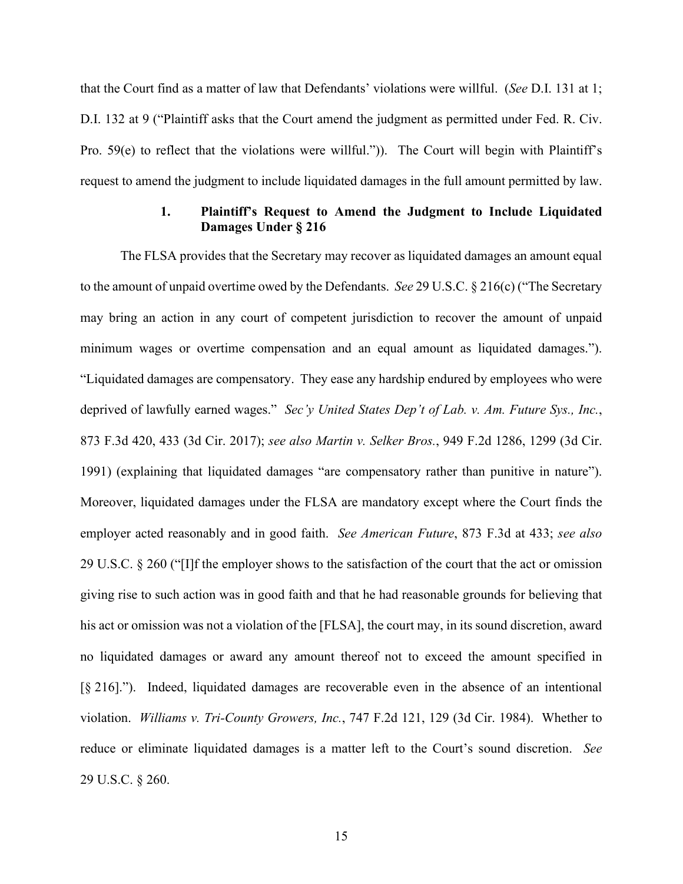that the Court find as a matter of law that Defendants' violations were willful. (*See* D.I. 131 at 1; D.I. 132 at 9 ("Plaintiff asks that the Court amend the judgment as permitted under Fed. R. Civ. Pro. 59(e) to reflect that the violations were willful.")). The Court will begin with Plaintiff's request to amend the judgment to include liquidated damages in the full amount permitted by law.

#### 1. Plaintiff's Request to Amend the Judgment to Include Liquidated Damages Under § 216

The FLSA provides that the Secretary may recover as liquidated damages an amount equal to the amount of unpaid overtime owed by the Defendants. *See* 29 U.S.C. § 216(c) ("The Secretary may bring an action in any court of competent jurisdiction to recover the amount of unpaid minimum wages or overtime compensation and an equal amount as liquidated damages."). "Liquidated damages are compensatory. They ease any hardship endured by employees who were deprived of lawfully earned wages." *Sec'y United States Dep't of Lab. v. Am. Future Sys., Inc.*, 873 F.3d 420, 433 (3d Cir. 2017); *see also Martin v. Selker Bros.*, 949 F.2d 1286, 1299 (3d Cir. 1991) (explaining that liquidated damages "are compensatory rather than punitive in nature"). Moreover, liquidated damages under the FLSA are mandatory except where the Court finds the employer acted reasonably and in good faith. *See American Future*, 873 F.3d at 433; *see also* 29 U.S.C. § 260 ("[I]f the employer shows to the satisfaction of the court that the act or omission giving rise to such action was in good faith and that he had reasonable grounds for believing that his act or omission was not a violation of the [FLSA], the court may, in its sound discretion, award no liquidated damages or award any amount thereof not to exceed the amount specified in [§ 216]."). Indeed, liquidated damages are recoverable even in the absence of an intentional violation. *Williams v. Tri-County Growers, Inc.*, 747 F.2d 121, 129 (3d Cir. 1984). Whether to reduce or eliminate liquidated damages is a matter left to the Court's sound discretion. *See* 29 U.S.C. § 260.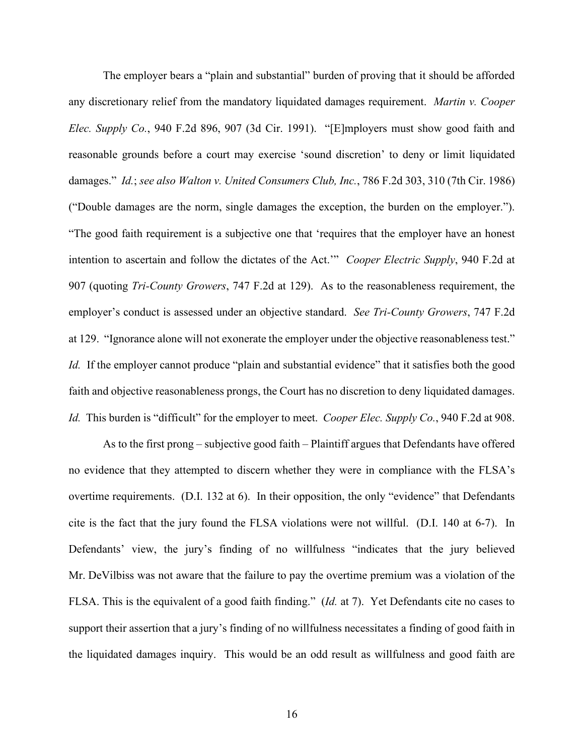The employer bears a "plain and substantial" burden of proving that it should be afforded any discretionary relief from the mandatory liquidated damages requirement. *Martin v. Cooper Elec. Supply Co.*, 940 F.2d 896, 907 (3d Cir. 1991). "[E]mployers must show good faith and reasonable grounds before a court may exercise 'sound discretion' to deny or limit liquidated damages." *Id.*; *see also Walton v. United Consumers Club, Inc.*, 786 F.2d 303, 310 (7th Cir. 1986) ("Double damages are the norm, single damages the exception, the burden on the employer."). "The good faith requirement is a subjective one that 'requires that the employer have an honest intention to ascertain and follow the dictates of the Act.'" *Cooper Electric Supply*, 940 F.2d at 907 (quoting *Tri-County Growers*, 747 F.2d at 129). As to the reasonableness requirement, the employer's conduct is assessed under an objective standard. *See Tri-County Growers*, 747 F.2d at 129. "Ignorance alone will not exonerate the employer under the objective reasonableness test." *Id.* If the employer cannot produce "plain and substantial evidence" that it satisfies both the good faith and objective reasonableness prongs, the Court has no discretion to deny liquidated damages. *Id.* This burden is "difficult" for the employer to meet. *Cooper Elec. Supply Co.*, 940 F.2d at 908.

As to the first prong – subjective good faith – Plaintiff argues that Defendants have offered no evidence that they attempted to discern whether they were in compliance with the FLSA's overtime requirements. (D.I. 132 at 6). In their opposition, the only "evidence" that Defendants cite is the fact that the jury found the FLSA violations were not willful. (D.I. 140 at 6-7). In Defendants' view, the jury's finding of no willfulness "indicates that the jury believed Mr. DeVilbiss was not aware that the failure to pay the overtime premium was a violation of the FLSA. This is the equivalent of a good faith finding." (*Id.* at 7). Yet Defendants cite no cases to support their assertion that a jury's finding of no willfulness necessitates a finding of good faith in the liquidated damages inquiry. This would be an odd result as willfulness and good faith are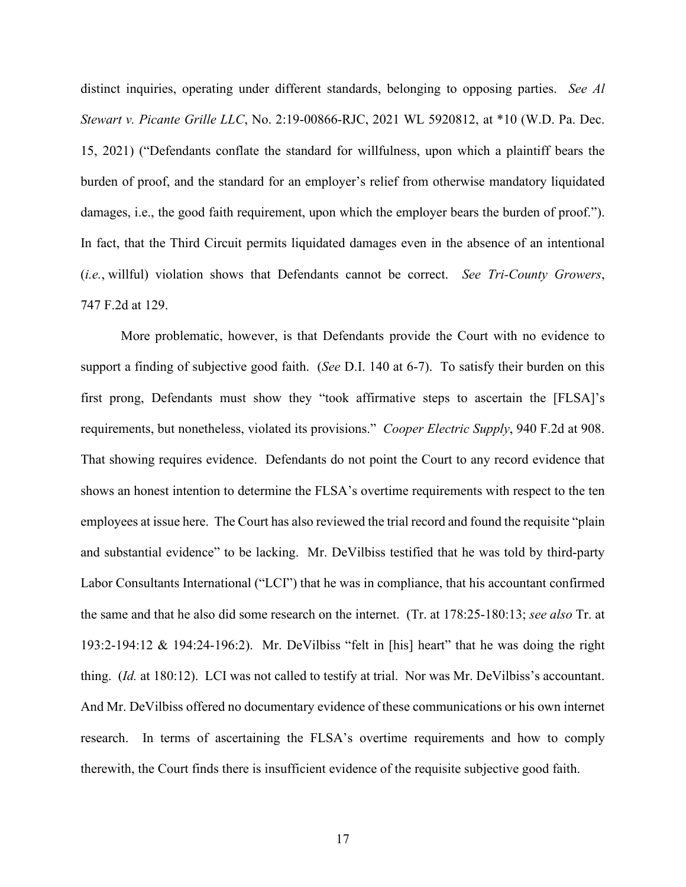distinct inquiries, operating under different standards, belonging to opposing parties. *See Al Stewart v. Picante Grille LLC*, No. 2:19-00866-RJC, 2021 WL 5920812, at *10 (W.D. Pa. Dec. 15, 2021) ("Defendants conflate the standard for willfulness, upon which a plaintiff bears the burden of proof, and the standard for an employer's relief from otherwise mandatory liquidated damages, i.e., the good faith requirement, upon which the employer bears the burden of proof."). In fact, that the Third Circuit permits liquidated damages even in the absence of an intentional (*i.e.*, willful) violation shows that Defendants cannot be correct. *See Tri-County Growers*, 747 F.2d at 129.

More problematic, however, is that Defendants provide the Court with no evidence to support a finding of subjective good faith. (*See* D.I. 140 at 6-7). To satisfy their burden on this first prong, Defendants must show they "took affirmative steps to ascertain the [FLSA]'s requirements, but nonetheless, violated its provisions." *Cooper Electric Supply*, 940 F.2d at 908. That showing requires evidence. Defendants do not point the Court to any record evidence that shows an honest intention to determine the FLSA's overtime requirements with respect to the ten employees at issue here. The Court has also reviewed the trial record and found the requisite "plain and substantial evidence" to be lacking. Mr. DeVilbiss testified that he was told by third-party Labor Consultants International ("LCI") that he was in compliance, that his accountant confirmed the same and that he also did some research on the internet. (Tr. at 178:25-180:13; *see also* Tr. at 193:2-194:12 & 194:24-196:2). Mr. DeVilbiss "felt in [his] heart" that he was doing the right thing. (*Id.* at 180:12). LCI was not called to testify at trial. Nor was Mr. DeVilbiss's accountant. And Mr. DeVilbiss offered no documentary evidence of these communications or his own internet research. In terms of ascertaining the FLSA's overtime requirements and how to comply therewith, the Court finds there is insufficient evidence of the requisite subjective good faith.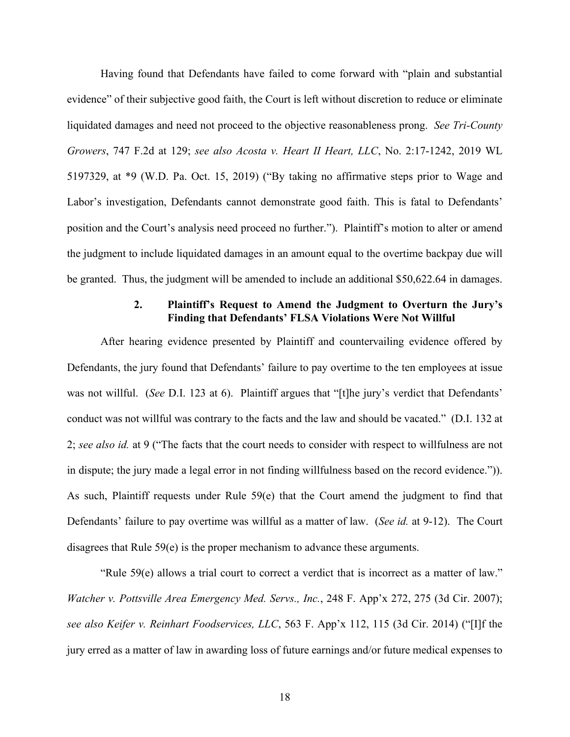Having found that Defendants have failed to come forward with "plain and substantial evidence" of their subjective good faith, the Court is left without discretion to reduce or eliminate liquidated damages and need not proceed to the objective reasonableness prong. *See Tri-County Growers*, 747 F.2d at 129; *see also Acosta v. Heart II Heart, LLC*, No. 2:17-1242, 2019 WL 5197329, at *9 (W.D. Pa. Oct. 15, 2019) ("By taking no affirmative steps prior to Wage and Labor's investigation, Defendants cannot demonstrate good faith. This is fatal to Defendants' position and the Court's analysis need proceed no further."). Plaintiff's motion to alter or amend the judgment to include liquidated damages in an amount equal to the overtime backpay due will be granted. Thus, the judgment will be amended to include an additional $50,622.64 in damages.

### 2. Plaintiff's Request to Amend the Judgment to Overturn the Jury's Finding that Defendants' FLSA Violations Were Not Willful

After hearing evidence presented by Plaintiff and countervailing evidence offered by Defendants, the jury found that Defendants' failure to pay overtime to the ten employees at issue was not willful. (*See* D.I. 123 at 6). Plaintiff argues that "[t]he jury's verdict that Defendants' conduct was not willful was contrary to the facts and the law and should be vacated." (D.I. 132 at 2; *see also id.* at 9 ("The facts that the court needs to consider with respect to willfulness are not in dispute; the jury made a legal error in not finding willfulness based on the record evidence.")). As such, Plaintiff requests under Rule 59(e) that the Court amend the judgment to find that Defendants' failure to pay overtime was willful as a matter of law. (*See id.* at 9-12). The Court disagrees that Rule 59(e) is the proper mechanism to advance these arguments.

"Rule 59(e) allows a trial court to correct a verdict that is incorrect as a matter of law." *Watcher v. Pottsville Area Emergency Med. Servs., Inc.*, 248 F. App'x 272, 275 (3d Cir. 2007); *see also Keifer v. Reinhart Foodservices, LLC*, 563 F. App'x 112, 115 (3d Cir. 2014) ("[I]f the jury erred as a matter of law in awarding loss of future earnings and/or future medical expenses to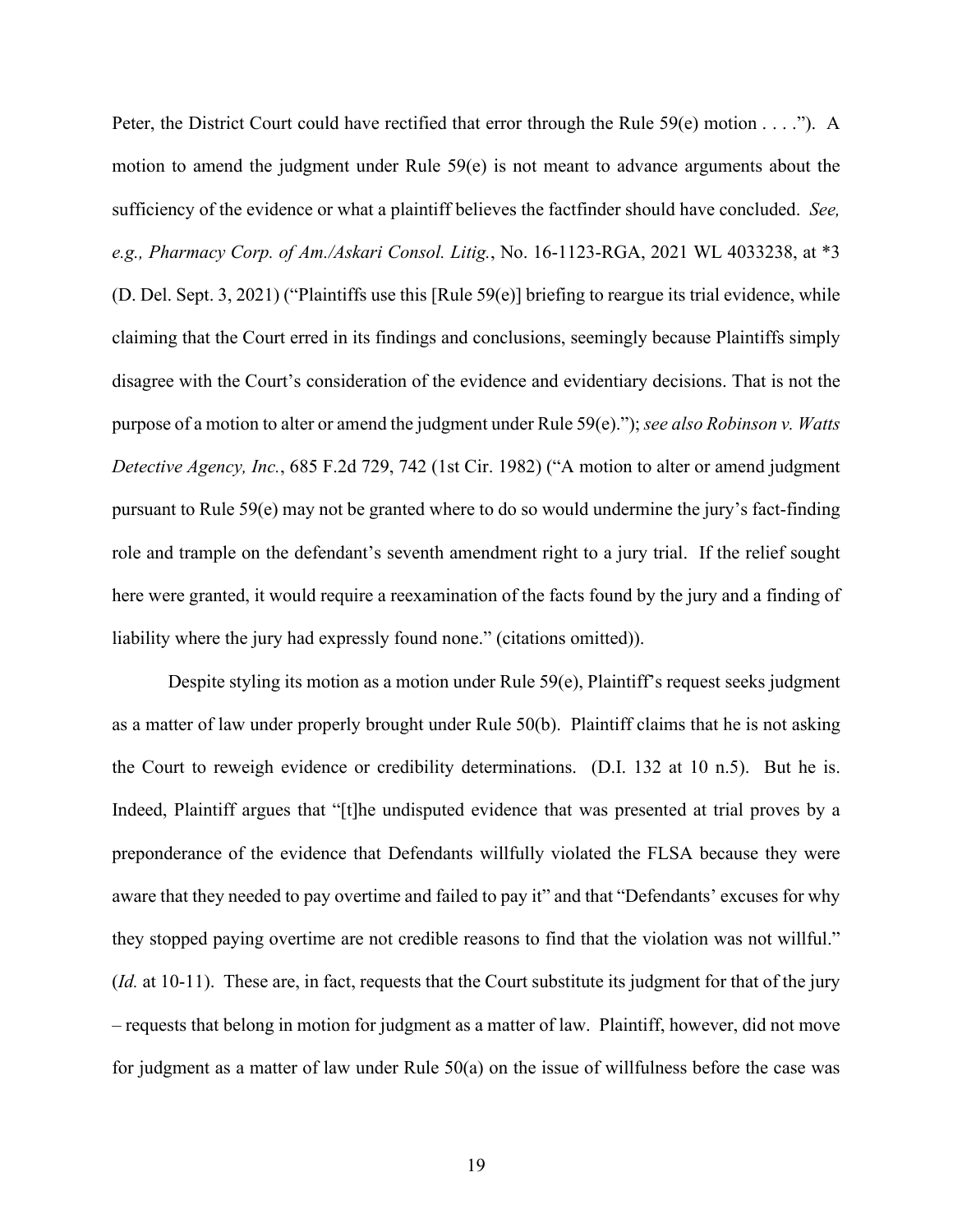Peter, the District Court could have rectified that error through the Rule 59(e) motion . . . ."). A motion to amend the judgment under Rule 59(e) is not meant to advance arguments about the sufficiency of the evidence or what a plaintiff believes the factfinder should have concluded. *See, e.g., Pharmacy Corp. of Am./Askari Consol. Litig.*, No. 16-1123-RGA, 2021 WL 4033238, at *3 (D. Del. Sept. 3, 2021) ("Plaintiffs use this [Rule 59(e)] briefing to reargue its trial evidence, while claiming that the Court erred in its findings and conclusions, seemingly because Plaintiffs simply disagree with the Court's consideration of the evidence and evidentiary decisions. That is not the purpose of a motion to alter or amend the judgment under Rule 59(e)."); *see also Robinson v. Watts Detective Agency, Inc.*, 685 F.2d 729, 742 (1st Cir. 1982) ("A motion to alter or amend judgment pursuant to Rule 59(e) may not be granted where to do so would undermine the jury's fact-finding role and trample on the defendant's seventh amendment right to a jury trial. If the relief sought here were granted, it would require a reexamination of the facts found by the jury and a finding of liability where the jury had expressly found none." (citations omitted)).

Despite styling its motion as a motion under Rule 59(e), Plaintiff's request seeks judgment as a matter of law under properly brought under Rule 50(b). Plaintiff claims that he is not asking the Court to reweigh evidence or credibility determinations. (D.I. 132 at 10 n.5). But he is. Indeed, Plaintiff argues that "[t]he undisputed evidence that was presented at trial proves by a preponderance of the evidence that Defendants willfully violated the FLSA because they were aware that they needed to pay overtime and failed to pay it" and that "Defendants' excuses for why they stopped paying overtime are not credible reasons to find that the violation was not willful." (*Id.* at 10-11). These are, in fact, requests that the Court substitute its judgment for that of the jury – requests that belong in motion for judgment as a matter of law. Plaintiff, however, did not move for judgment as a matter of law under Rule 50(a) on the issue of willfulness before the case was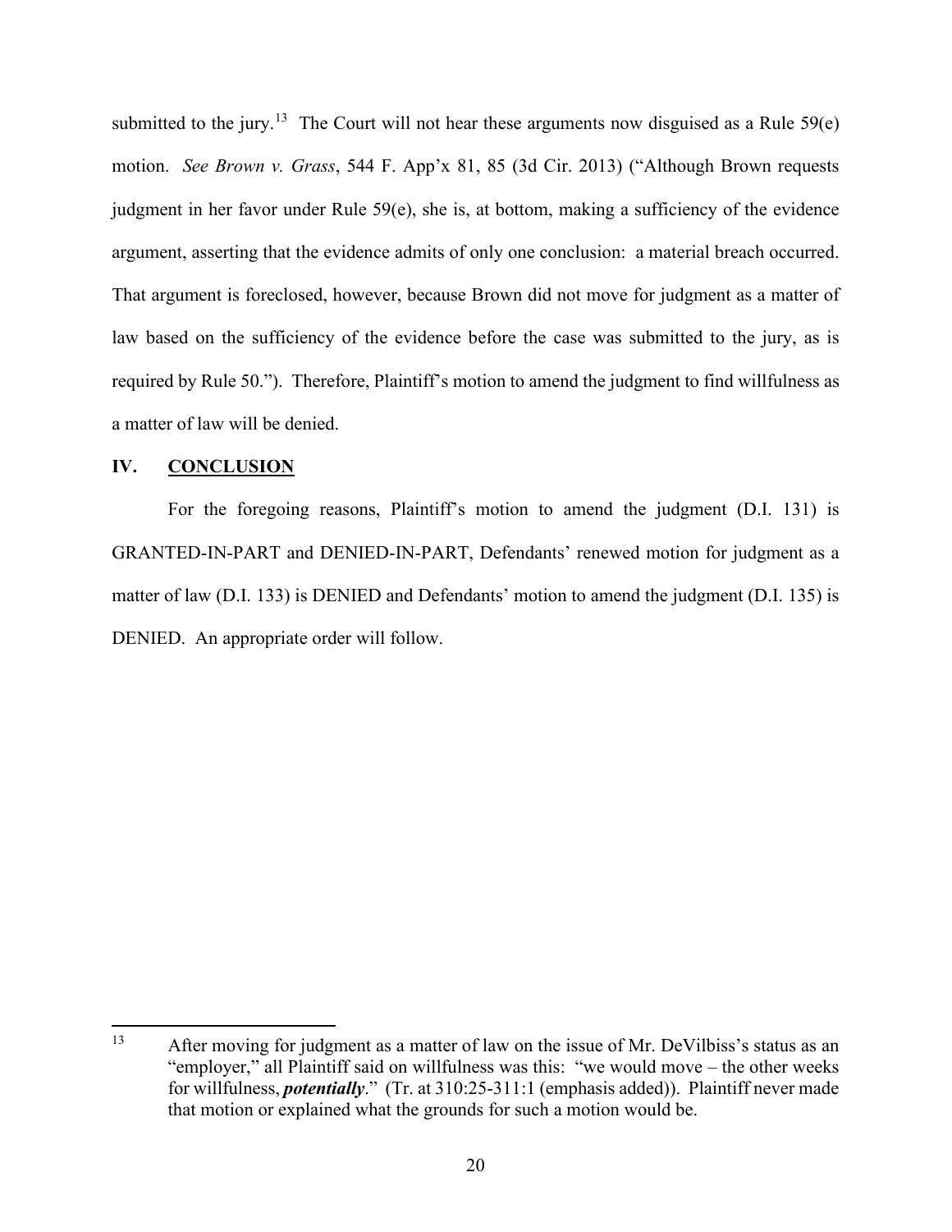submitted to the jury.[13] The Court will not hear these arguments now disguised as a Rule 59(e) motion. *See Brown v. Grass*, 544 F. App'x 81, 85 (3d Cir. 2013) ("Although Brown requests judgment in her favor under Rule 59(e), she is, at bottom, making a sufficiency of the evidence argument, asserting that the evidence admits of only one conclusion: a material breach occurred. That argument is foreclosed, however, because Brown did not move for judgment as a matter of law based on the sufficiency of the evidence before the case was submitted to the jury, as is required by Rule 50."). Therefore, Plaintiff's motion to amend the judgment to find willfulness as a matter of law will be denied.

## IV. CONCLUSION

For the foregoing reasons, Plaintiff's motion to amend the judgment (D.I. 131) is GRANTED-IN-PART and DENIED-IN-PART, Defendants' renewed motion for judgment as a matter of law (D.I. 133) is DENIED and Defendants' motion to amend the judgment (D.I. 135) is DENIED. An appropriate order will follow.

---

[13] After moving for judgment as a matter of law on the issue of Mr. DeVilbiss's status as an "employer," all Plaintiff said on willfulness was this: "we would move – the other weeks for willfulness, ***potentially***." (Tr. at 310:25-311:1 (emphasis added)). Plaintiff never made that motion or explained what the grounds for such a motion would be.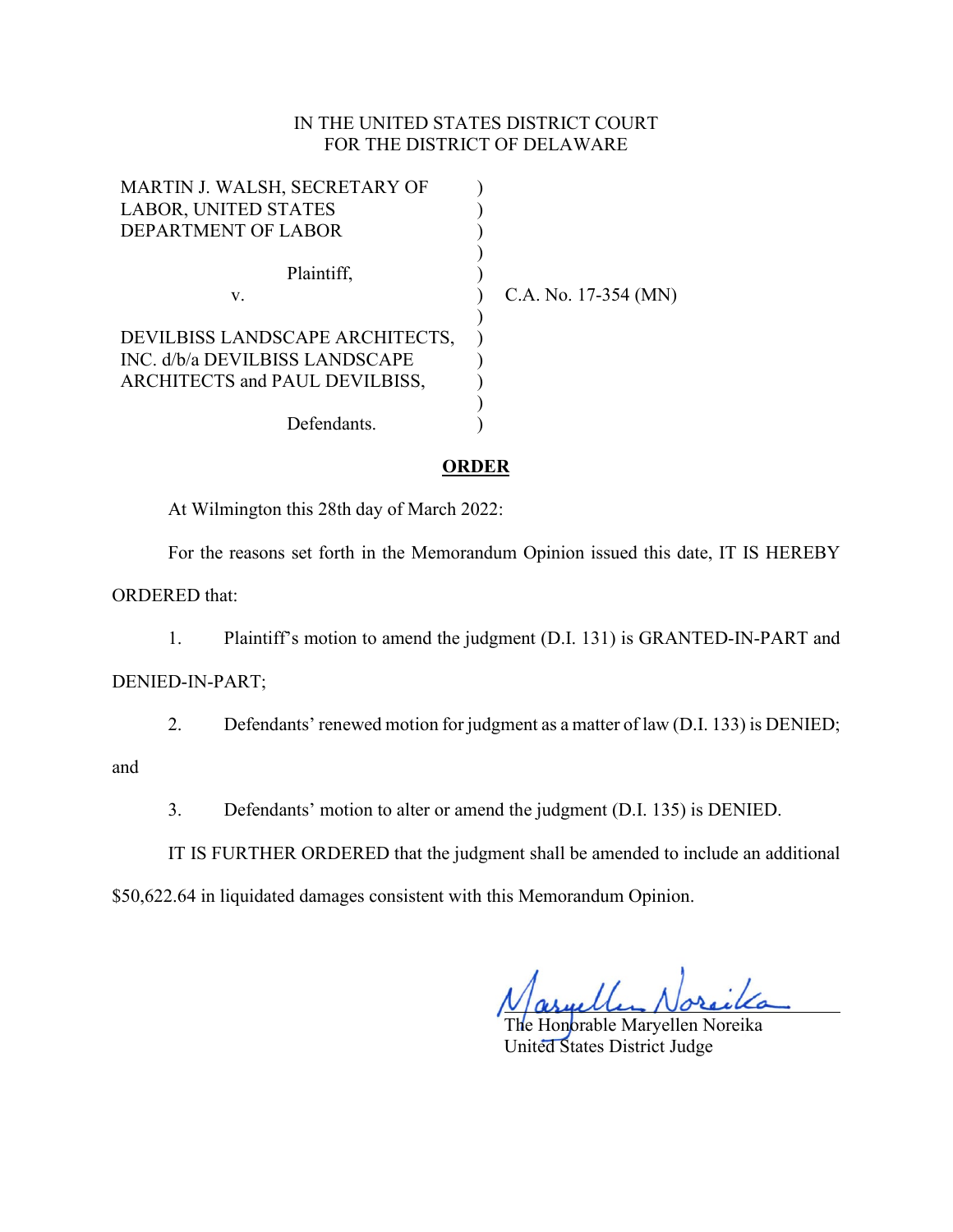IN THE UNITED STATES DISTRICT COURT
FOR THE DISTRICT OF DELAWARE

| | | |
|---|---|---|
| MARTIN J. WALSH, SECRETARY OF LABOR, UNITED STATES DEPARTMENT OF LABOR | ) | |
| Plaintiff, | ) | |
| v. | ) | C.A. No. 17-354 (MN) |
| DEVILBISS LANDSCAPE ARCHITECTS, INC. d/b/a DEVILBISS LANDSCAPE ARCHITECTS and PAUL DEVILBISS, | ) | |
| Defendants. | ) | |

## ORDER

At Wilmington this 28th day of March 2022:

For the reasons set forth in the Memorandum Opinion issued this date, IT IS HEREBY ORDERED that:

1. Plaintiff's motion to amend the judgment (D.I. 131) is GRANTED-IN-PART and DENIED-IN-PART;

2. Defendants' renewed motion for judgment as a matter of law (D.I. 133) is DENIED; and

3. Defendants' motion to alter or amend the judgment (D.I. 135) is DENIED.

IT IS FURTHER ORDERED that the judgment shall be amended to include an additional $50,622.64 in liquidated damages consistent with this Memorandum Opinion.

The Honorable Maryellen Noreika
United States District Judge